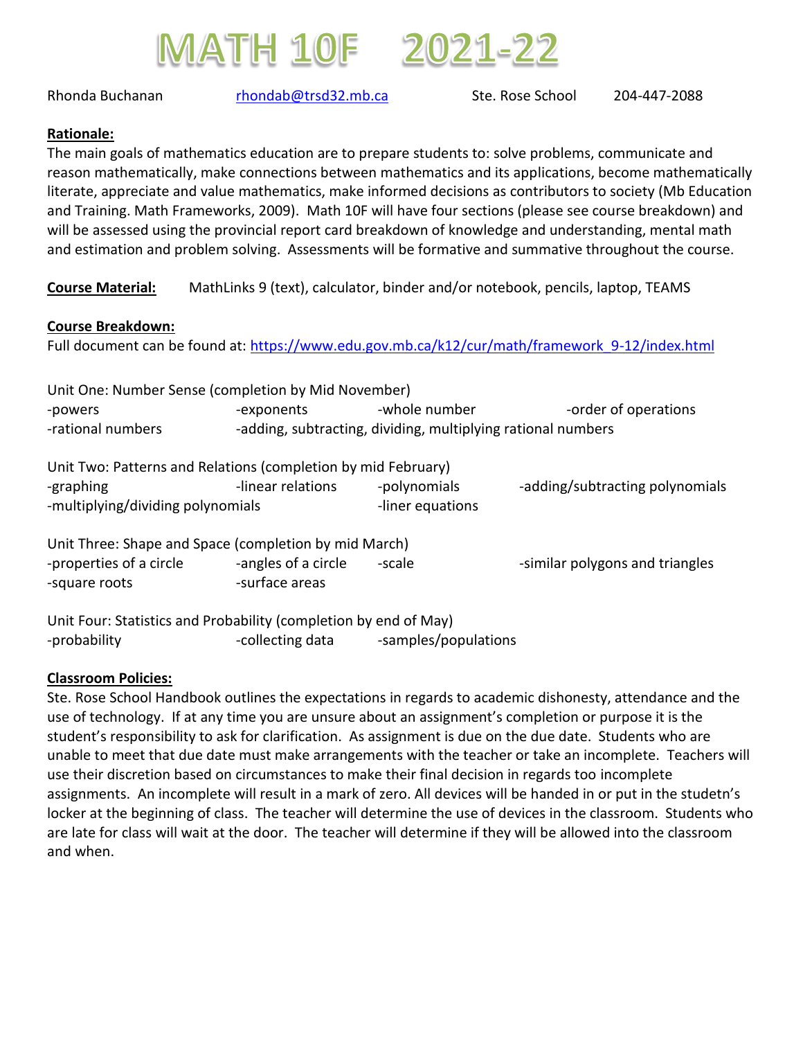# MATH 10F 2021-22

Rhonda Buchanan rhondab@trsd32.mb.ca Ste. Rose School 204-447-2088

**Rationale:**

The main goals of mathematics education are to prepare students to: solve problems, communicate and reason mathematically, make connections between mathematics and its applications, become mathematically literate, appreciate and value mathematics, make informed decisions as contributors to society (Mb Education and Training. Math Frameworks, 2009). Math 10F will have four sections (please see course breakdown) and will be assessed using the provincial report card breakdown of knowledge and understanding, mental math and estimation and problem solving. Assessments will be formative and summative throughout the course.

**Course Material:** MathLinks 9 (text), calculator, binder and/or notebook, pencils, laptop, TEAMS

**Course Breakdown:**

Full document can be found at: https://www.edu.gov.mb.ca/k12/cur/math/framework_9-12/index.html

Unit One: Number Sense (completion by Mid November)

- -powers
- -exponents
- -whole number
- -order of operations
- -rational numbers
- -adding, subtracting, dividing, multiplying rational numbers

Unit Two: Patterns and Relations (completion by mid February)

- -graphing
- -linear relations
- -polynomials
- -adding/subtracting polynomials
- -multiplying/dividing polynomials
- -liner equations

Unit Three: Shape and Space (completion by mid March)

- -properties of a circle
- -angles of a circle
- -scale
- -similar polygons and triangles
- -square roots
- -surface areas

Unit Four: Statistics and Probability (completion by end of May)

- -probability
- -collecting data
- -samples/populations

**Classroom Policies:**

Ste. Rose School Handbook outlines the expectations in regards to academic dishonesty, attendance and the use of technology. If at any time you are unsure about an assignment's completion or purpose it is the student's responsibility to ask for clarification. As assignment is due on the due date. Students who are unable to meet that due date must make arrangements with the teacher or take an incomplete. Teachers will use their discretion based on circumstances to make their final decision in regards too incomplete assignments. An incomplete will result in a mark of zero. All devices will be handed in or put in the studetn's locker at the beginning of class. The teacher will determine the use of devices in the classroom. Students who are late for class will wait at the door. The teacher will determine if they will be allowed into the classroom and when.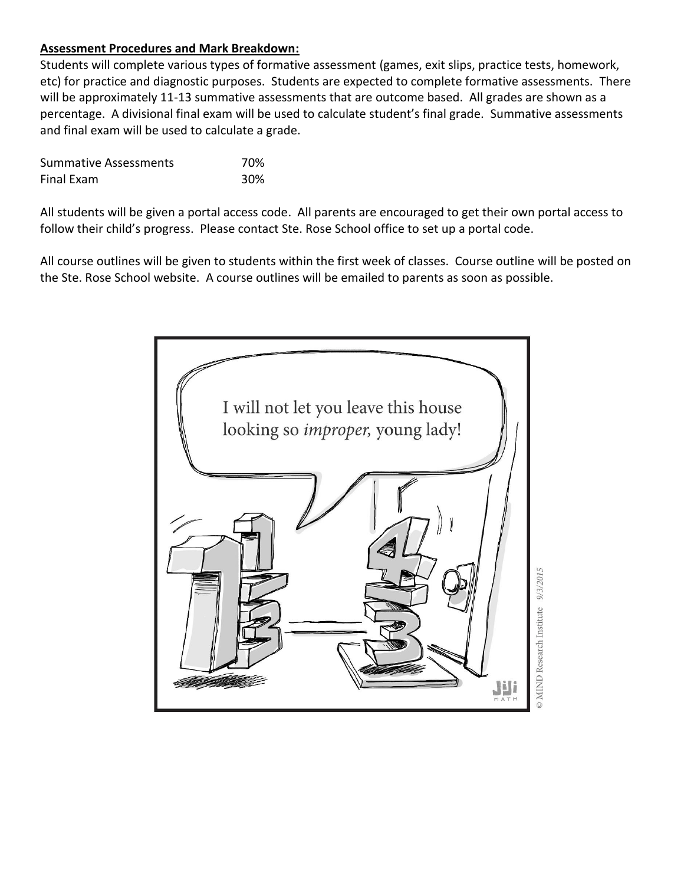**Assessment Procedures and Mark Breakdown:**

Students will complete various types of formative assessment (games, exit slips, practice tests, homework, etc) for practice and diagnostic purposes. Students are expected to complete formative assessments. There will be approximately 11-13 summative assessments that are outcome based. All grades are shown as a percentage. A divisional final exam will be used to calculate student's final grade. Summative assessments and final exam will be used to calculate a grade.

| | |
|---|---|
| Summative Assessments | 70% |
| Final Exam | 30% |

All students will be given a portal access code. All parents are encouraged to get their own portal access to follow their child's progress. Please contact Ste. Rose School office to set up a portal code.

All course outlines will be given to students within the first week of classes. Course outline will be posted on the Ste. Rose School website. A course outlines will be emailed to parents as soon as possible.